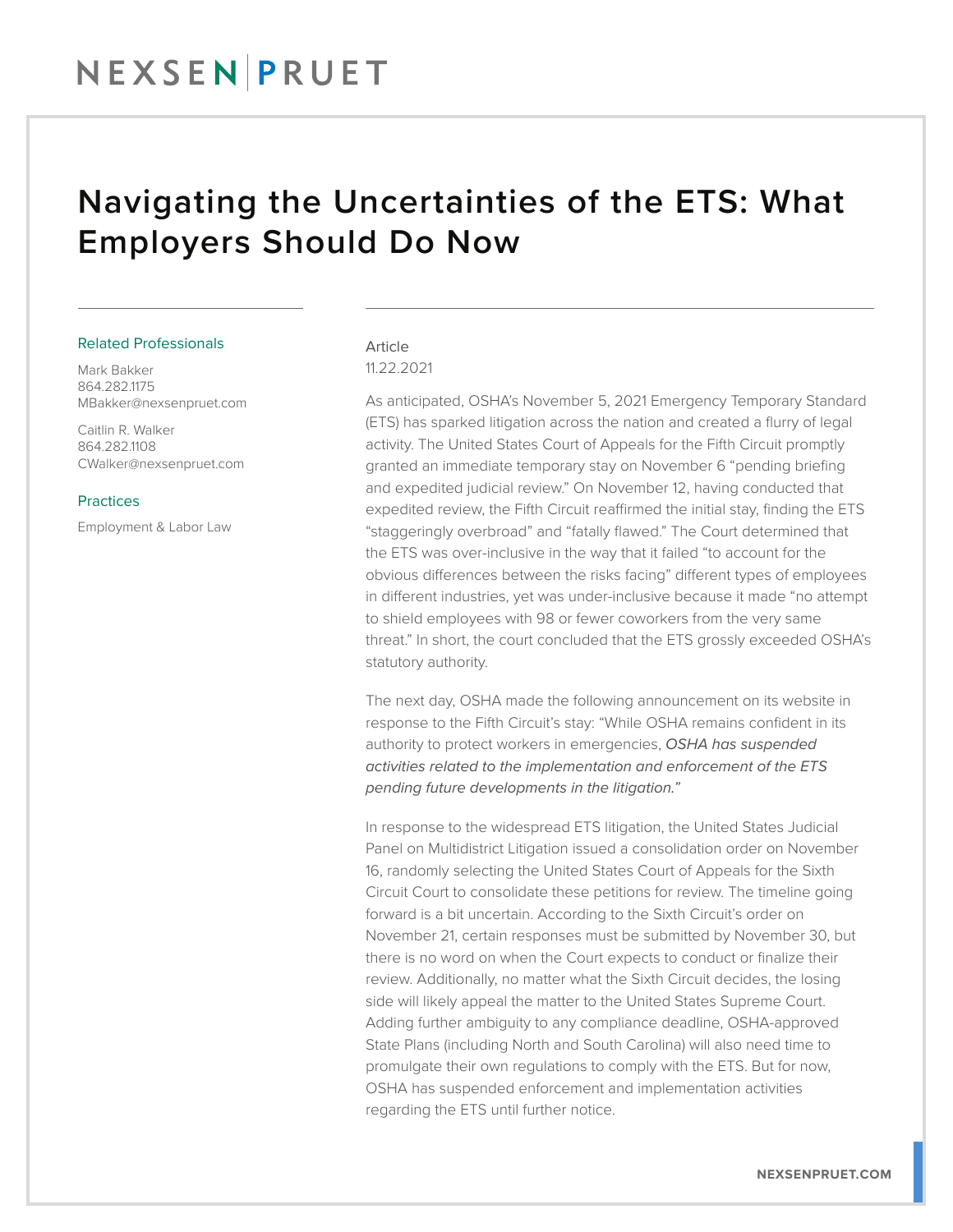# Navigating the Uncertainties of the ETS: What Employers Should Do Now

### Related Professionals

Mark Bakker
864.282.1175
MBakker@nexsenpruet.com

Caitlin R. Walker
864.282.1108
CWalker@nexsenpruet.com

### Practices

Employment & Labor Law

Article
11.22.2021

As anticipated, OSHA's November 5, 2021 Emergency Temporary Standard (ETS) has sparked litigation across the nation and created a flurry of legal activity. The United States Court of Appeals for the Fifth Circuit promptly granted an immediate temporary stay on November 6 "pending briefing and expedited judicial review." On November 12, having conducted that expedited review, the Fifth Circuit reaffirmed the initial stay, finding the ETS "staggeringly overbroad" and "fatally flawed." The Court determined that the ETS was over-inclusive in the way that it failed "to account for the obvious differences between the risks facing" different types of employees in different industries, yet was under-inclusive because it made "no attempt to shield employees with 98 or fewer coworkers from the very same threat." In short, the court concluded that the ETS grossly exceeded OSHA's statutory authority.

The next day, OSHA made the following announcement on its website in response to the Fifth Circuit's stay: "While OSHA remains confident in its authority to protect workers in emergencies, *OSHA has suspended activities related to the implementation and enforcement of the ETS pending future developments in the litigation."*

In response to the widespread ETS litigation, the United States Judicial Panel on Multidistrict Litigation issued a consolidation order on November 16, randomly selecting the United States Court of Appeals for the Sixth Circuit Court to consolidate these petitions for review. The timeline going forward is a bit uncertain. According to the Sixth Circuit's order on November 21, certain responses must be submitted by November 30, but there is no word on when the Court expects to conduct or finalize their review. Additionally, no matter what the Sixth Circuit decides, the losing side will likely appeal the matter to the United States Supreme Court. Adding further ambiguity to any compliance deadline, OSHA-approved State Plans (including North and South Carolina) will also need time to promulgate their own regulations to comply with the ETS. But for now, OSHA has suspended enforcement and implementation activities regarding the ETS until further notice.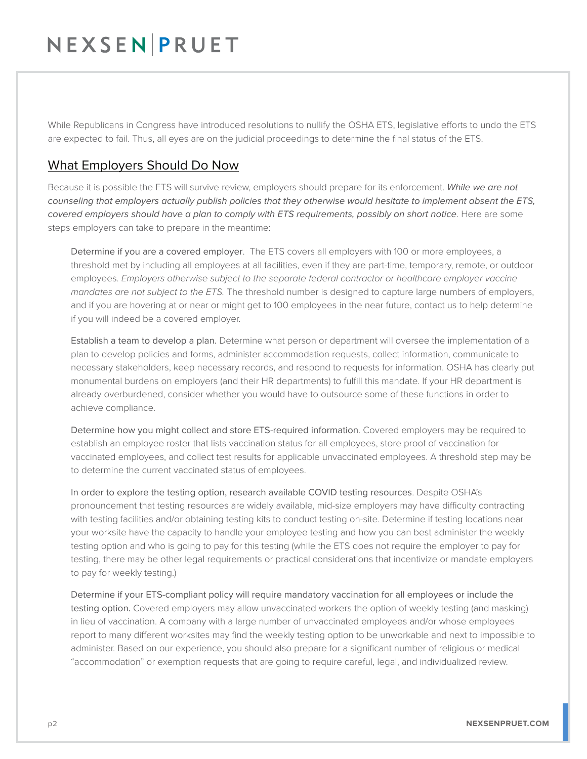While Republicans in Congress have introduced resolutions to nullify the OSHA ETS, legislative efforts to undo the ETS are expected to fail. Thus, all eyes are on the judicial proceedings to determine the final status of the ETS.

## What Employers Should Do Now

Because it is possible the ETS will survive review, employers should prepare for its enforcement. *While we are not counseling that employers actually publish policies that they otherwise would hesitate to implement absent the ETS, covered employers should have a plan to comply with ETS requirements, possibly on short notice*. Here are some steps employers can take to prepare in the meantime:

Determine if you are a covered employer. The ETS covers all employers with 100 or more employees, a threshold met by including all employees at all facilities, even if they are part-time, temporary, remote, or outdoor employees. *Employers otherwise subject to the separate federal contractor or healthcare employer vaccine mandates are not subject to the ETS.* The threshold number is designed to capture large numbers of employers, and if you are hovering at or near or might get to 100 employees in the near future, contact us to help determine if you will indeed be a covered employer.

Establish a team to develop a plan. Determine what person or department will oversee the implementation of a plan to develop policies and forms, administer accommodation requests, collect information, communicate to necessary stakeholders, keep necessary records, and respond to requests for information. OSHA has clearly put monumental burdens on employers (and their HR departments) to fulfill this mandate. If your HR department is already overburdened, consider whether you would have to outsource some of these functions in order to achieve compliance.

Determine how you might collect and store ETS-required information. Covered employers may be required to establish an employee roster that lists vaccination status for all employees, store proof of vaccination for vaccinated employees, and collect test results for applicable unvaccinated employees. A threshold step may be to determine the current vaccinated status of employees.

In order to explore the testing option, research available COVID testing resources. Despite OSHA's pronouncement that testing resources are widely available, mid-size employers may have difficulty contracting with testing facilities and/or obtaining testing kits to conduct testing on-site. Determine if testing locations near your worksite have the capacity to handle your employee testing and how you can best administer the weekly testing option and who is going to pay for this testing (while the ETS does not require the employer to pay for testing, there may be other legal requirements or practical considerations that incentivize or mandate employers to pay for weekly testing.)

Determine if your ETS-compliant policy will require mandatory vaccination for all employees or include the testing option. Covered employers may allow unvaccinated workers the option of weekly testing (and masking) in lieu of vaccination. A company with a large number of unvaccinated employees and/or whose employees report to many different worksites may find the weekly testing option to be unworkable and next to impossible to administer. Based on our experience, you should also prepare for a significant number of religious or medical "accommodation" or exemption requests that are going to require careful, legal, and individualized review.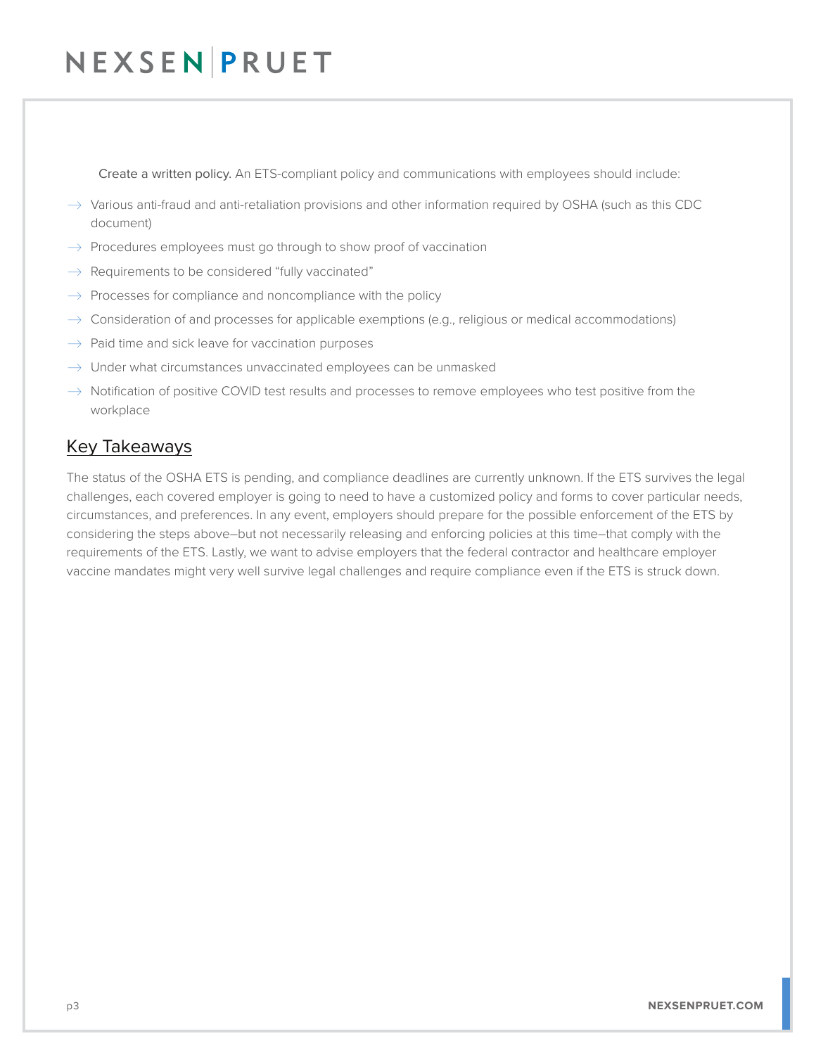**Create a written policy.** An ETS-compliant policy and communications with employees should include:

- Various anti-fraud and anti-retaliation provisions and other information required by OSHA (such as this CDC document)
- Procedures employees must go through to show proof of vaccination
- Requirements to be considered "fully vaccinated"
- Processes for compliance and noncompliance with the policy
- Consideration of and processes for applicable exemptions (e.g., religious or medical accommodations)
- Paid time and sick leave for vaccination purposes
- Under what circumstances unvaccinated employees can be unmasked
- Notification of positive COVID test results and processes to remove employees who test positive from the workplace

## Key Takeaways

The status of the OSHA ETS is pending, and compliance deadlines are currently unknown. If the ETS survives the legal challenges, each covered employer is going to need to have a customized policy and forms to cover particular needs, circumstances, and preferences. In any event, employers should prepare for the possible enforcement of the ETS by considering the steps above–but not necessarily releasing and enforcing policies at this time–that comply with the requirements of the ETS. Lastly, we want to advise employers that the federal contractor and healthcare employer vaccine mandates might very well survive legal challenges and require compliance even if the ETS is struck down.